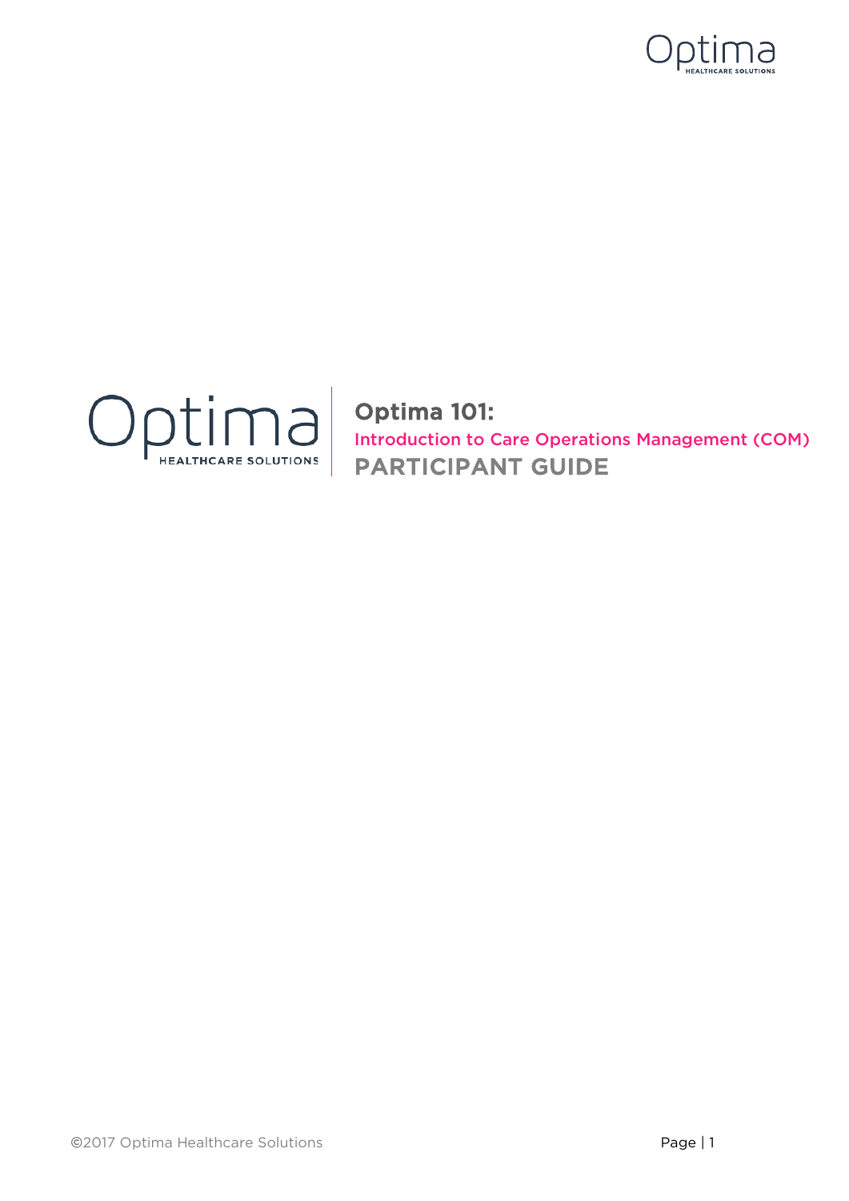# Optima 101:

## Introduction to Care Operations Management (COM)

## PARTICIPANT GUIDE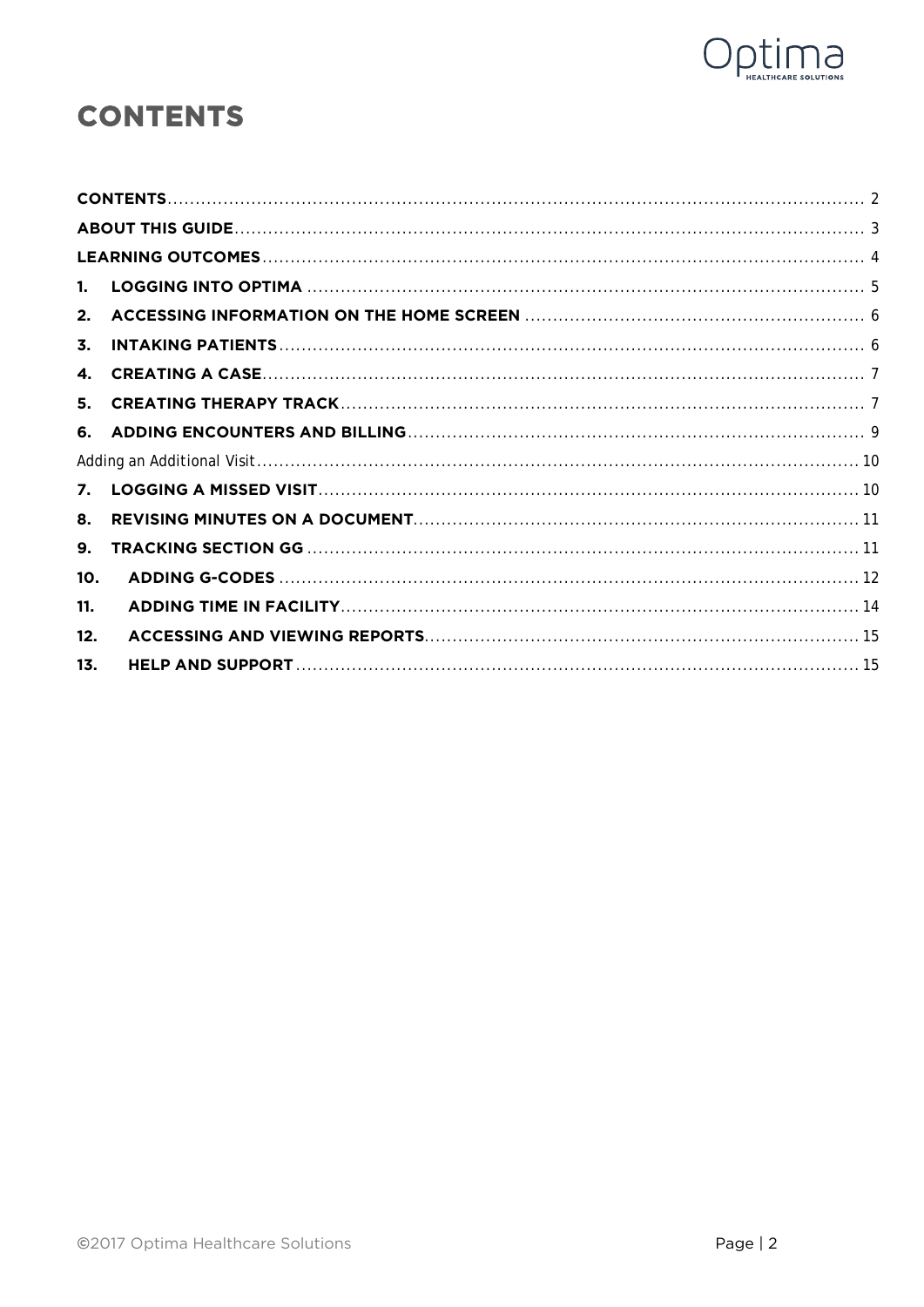# CONTENTS

CONTENTS ............................................................ 2
ABOUT THIS GUIDE ............................................................ 3
LEARNING OUTCOMES ............................................................ 4
1. LOGGING INTO OPTIMA ............................................................ 5
2. ACCESSING INFORMATION ON THE HOME SCREEN ............................................................ 6
3. INTAKING PATIENTS ............................................................ 6
4. CREATING A CASE ............................................................ 7
5. CREATING THERAPY TRACK ............................................................ 7
6. ADDING ENCOUNTERS AND BILLING ............................................................ 9
Adding an Additional Visit ............................................................ 10
7. LOGGING A MISSED VISIT ............................................................ 10
8. REVISING MINUTES ON A DOCUMENT ............................................................ 11
9. TRACKING SECTION GG ............................................................ 11
10. ADDING G-CODES ............................................................ 12
11. ADDING TIME IN FACILITY ............................................................ 14
12. ACCESSING AND VIEWING REPORTS ............................................................ 15
13. HELP AND SUPPORT ............................................................ 15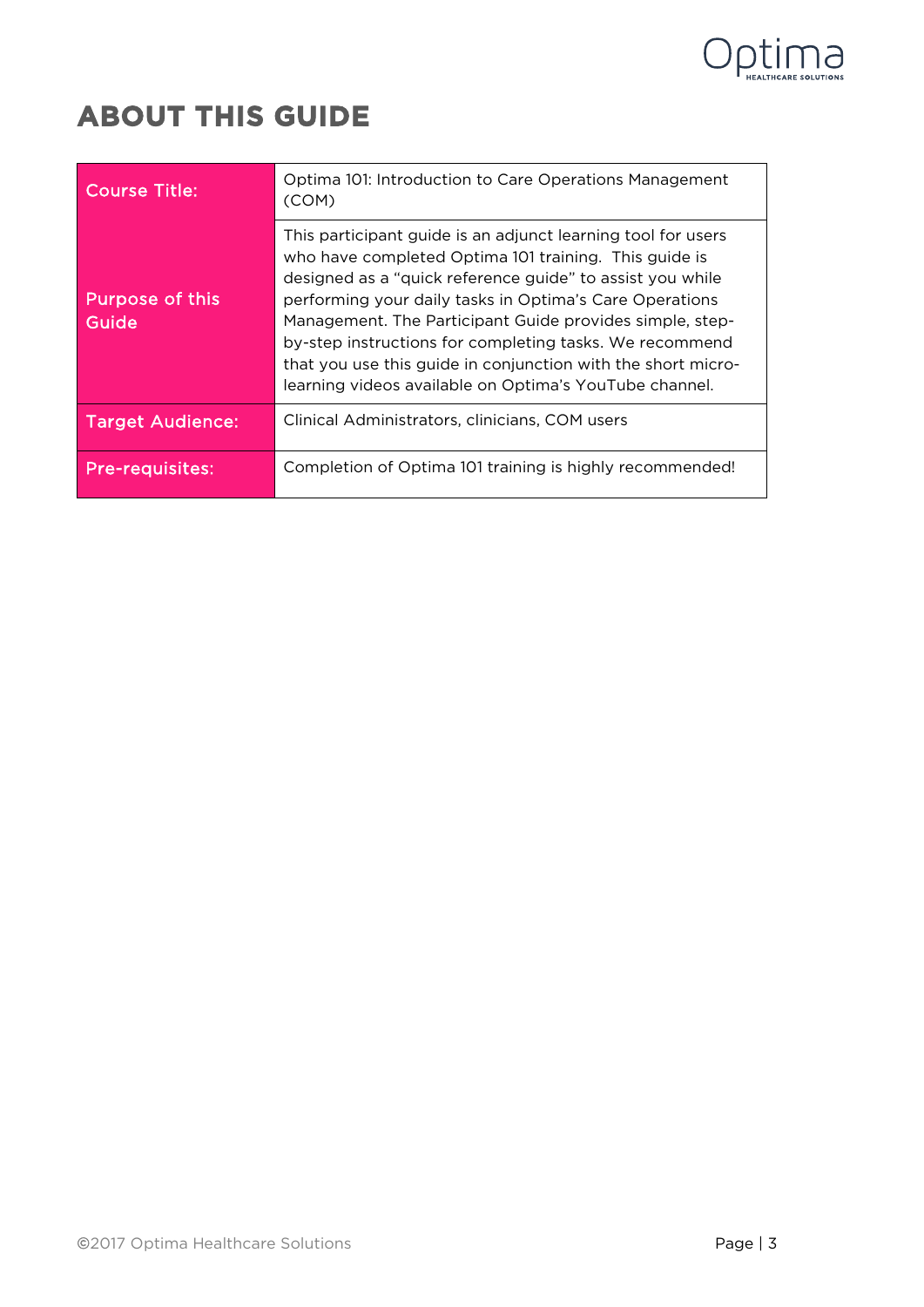# ABOUT THIS GUIDE

| Course Title: | Optima 101: Introduction to Care Operations Management (COM) |
|---|---|
| Purpose of this Guide | This participant guide is an adjunct learning tool for users who have completed Optima 101 training. This guide is designed as a "quick reference guide" to assist you while performing your daily tasks in Optima's Care Operations Management. The Participant Guide provides simple, step-by-step instructions for completing tasks. We recommend that you use this guide in conjunction with the short micro-learning videos available on Optima's YouTube channel. |
| Target Audience: | Clinical Administrators, clinicians, COM users |
| Pre-requisites: | Completion of Optima 101 training is highly recommended! |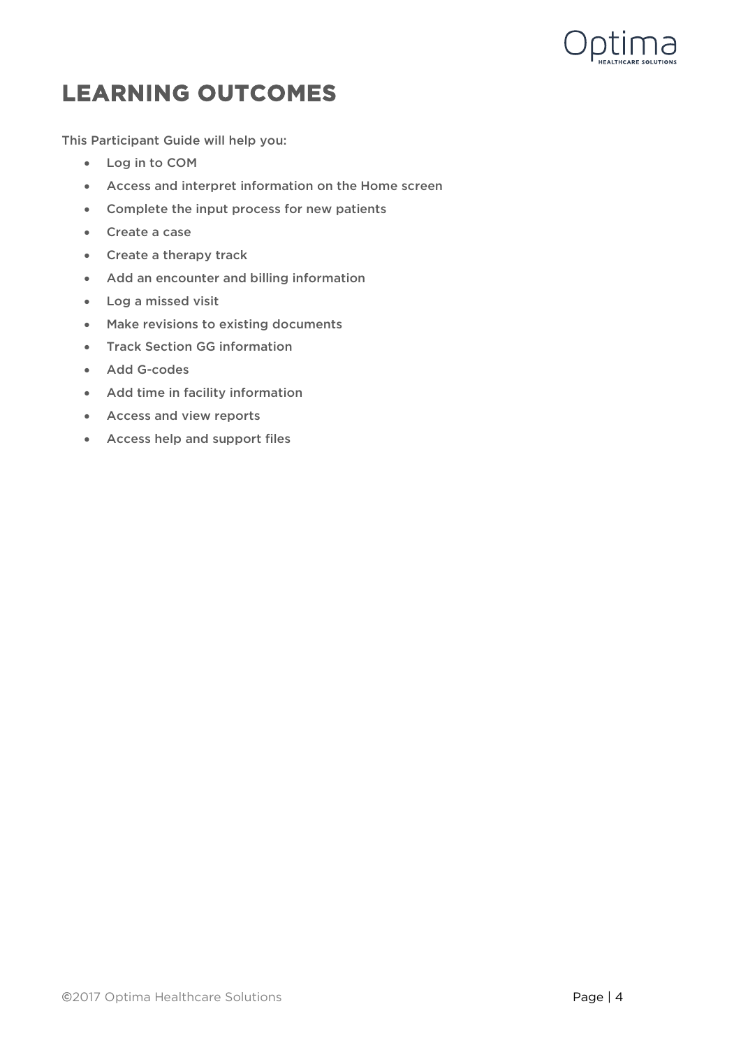# LEARNING OUTCOMES

This Participant Guide will help you:

- Log in to COM
- Access and interpret information on the Home screen
- Complete the input process for new patients
- Create a case
- Create a therapy track
- Add an encounter and billing information
- Log a missed visit
- Make revisions to existing documents
- Track Section GG information
- Add G-codes
- Add time in facility information
- Access and view reports
- Access help and support files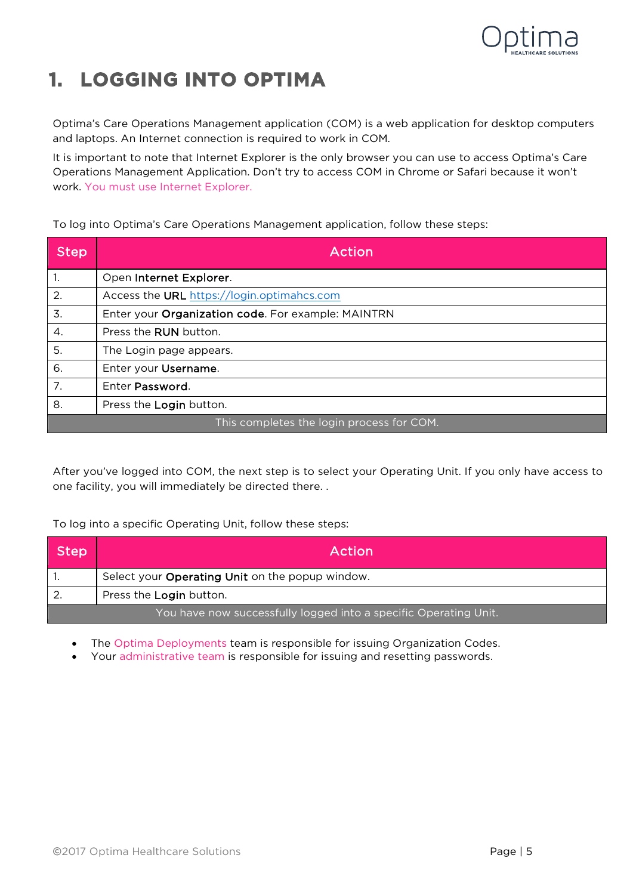# 1. LOGGING INTO OPTIMA

Optima's Care Operations Management application (COM) is a web application for desktop computers and laptops. An Internet connection is required to work in COM.

It is important to note that Internet Explorer is the only browser you can use to access Optima's Care Operations Management Application. Don't try to access COM in Chrome or Safari because it won't work. You must use Internet Explorer.

To log into Optima's Care Operations Management application, follow these steps:

| Step | Action |
|---|---|
| 1. | Open **Internet Explorer**. |
| 2. | Access the **URL** [https://login.optimahcs.com](https://login.optimahcs.com) |
| 3. | Enter your **Organization code**. For example: MAINTRN |
| 4. | Press the **RUN** button. |
| 5. | The Login page appears. |
| 6. | Enter your **Username**. |
| 7. | Enter **Password**. |
| 8. | Press the **Login** button. |
| | This completes the login process for COM. |

After you've logged into COM, the next step is to select your Operating Unit. If you only have access to one facility, you will immediately be directed there. .

To log into a specific Operating Unit, follow these steps:

| Step | Action |
|---|---|
| 1. | Select your **Operating Unit** on the popup window. |
| 2. | Press the **Login** button. |
| | You have now successfully logged into a specific Operating Unit. |

- The Optima Deployments team is responsible for issuing Organization Codes.
- Your administrative team is responsible for issuing and resetting passwords.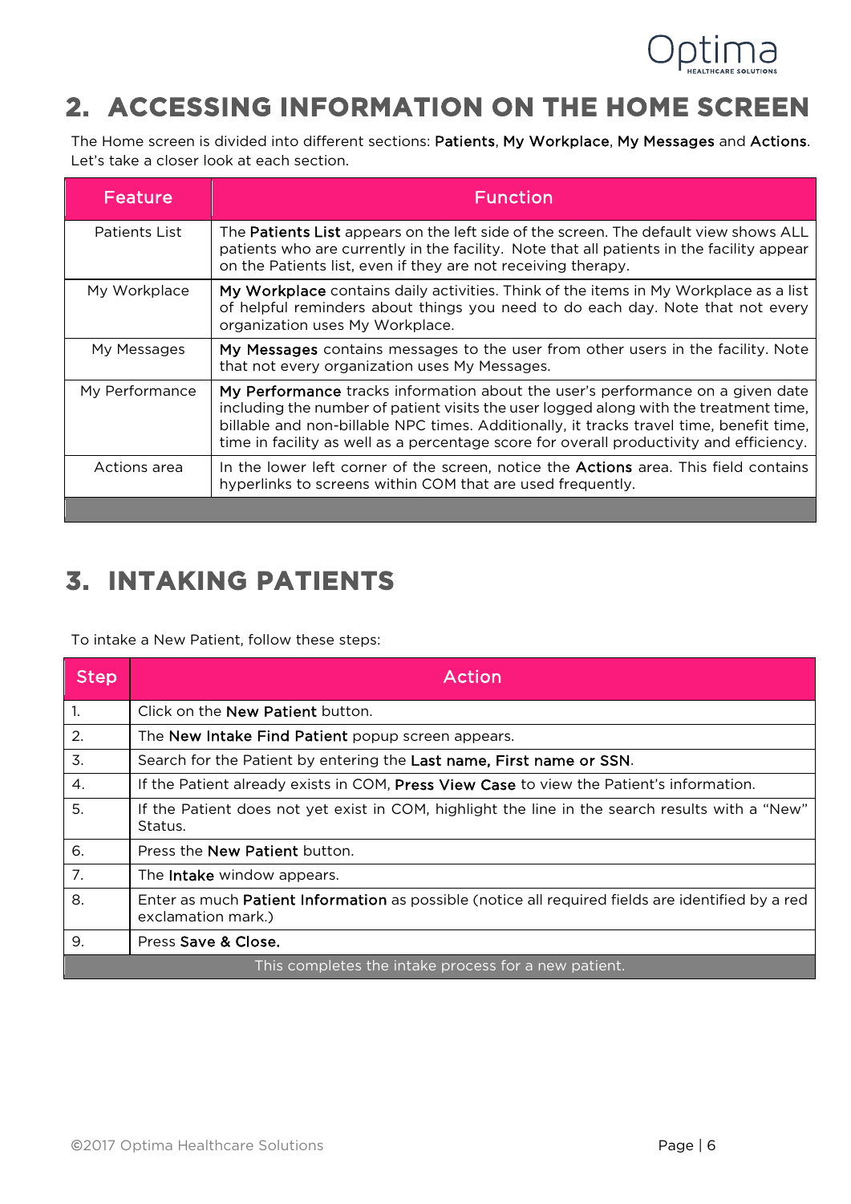## 2. ACCESSING INFORMATION ON THE HOME SCREEN

The Home screen is divided into different sections: **Patients**, **My Workplace**, **My Messages** and **Actions**. Let's take a closer look at each section.

| Feature | Function |
|---|---|
| Patients List | The **Patients List** appears on the left side of the screen. The default view shows ALL patients who are currently in the facility. Note that all patients in the facility appear on the Patients list, even if they are not receiving therapy. |
| My Workplace | **My Workplace** contains daily activities. Think of the items in My Workplace as a list of helpful reminders about things you need to do each day. Note that not every organization uses My Workplace. |
| My Messages | **My Messages** contains messages to the user from other users in the facility. Note that not every organization uses My Messages. |
| My Performance | **My Performance** tracks information about the user's performance on a given date including the number of patient visits the user logged along with the treatment time, billable and non-billable NPC times. Additionally, it tracks travel time, benefit time, time in facility as well as a percentage score for overall productivity and efficiency. |
| Actions area | In the lower left corner of the screen, notice the **Actions** area. This field contains hyperlinks to screens within COM that are used frequently. |

## 3. INTAKING PATIENTS

To intake a New Patient, follow these steps:

| Step | Action |
|---|---|
| 1. | Click on the **New Patient** button. |
| 2. | The **New Intake Find Patient** popup screen appears. |
| 3. | Search for the Patient by entering the **Last name, First name or SSN**. |
| 4. | If the Patient already exists in COM, **Press View Case** to view the Patient's information. |
| 5. | If the Patient does not yet exist in COM, highlight the line in the search results with a "New" Status. |
| 6. | Press the **New Patient** button. |
| 7. | The **Intake** window appears. |
| 8. | Enter as much **Patient Information** as possible (notice all required fields are identified by a red exclamation mark.) |
| 9. | Press **Save & Close.** |
| This completes the intake process for a new patient. | |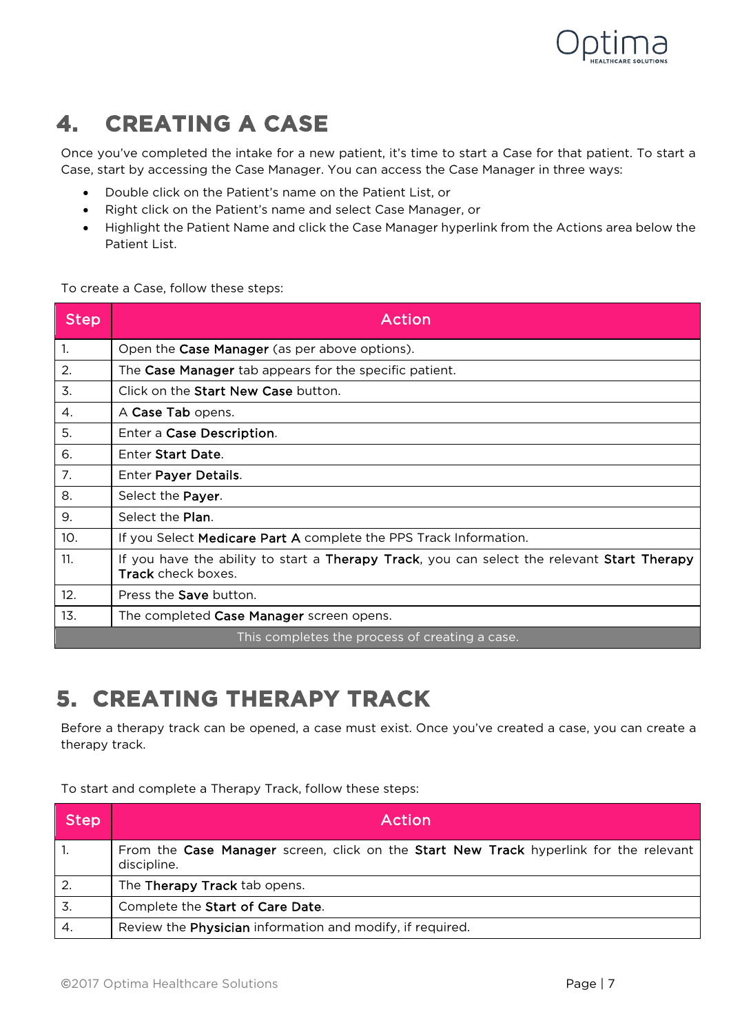# 4. CREATING A CASE

Once you've completed the intake for a new patient, it's time to start a Case for that patient. To start a Case, start by accessing the Case Manager. You can access the Case Manager in three ways:

- Double click on the Patient's name on the Patient List, or
- Right click on the Patient's name and select Case Manager, or
- Highlight the Patient Name and click the Case Manager hyperlink from the Actions area below the Patient List.

To create a Case, follow these steps:

| Step | Action |
|---|---|
| 1. | Open the **Case Manager** (as per above options). |
| 2. | The **Case Manager** tab appears for the specific patient. |
| 3. | Click on the **Start New Case** button. |
| 4. | A **Case Tab** opens. |
| 5. | Enter a **Case Description**. |
| 6. | Enter **Start Date**. |
| 7. | Enter **Payer Details**. |
| 8. | Select the **Payer**. |
| 9. | Select the **Plan**. |
| 10. | If you Select **Medicare Part A** complete the PPS Track Information. |
| 11. | If you have the ability to start a **Therapy Track**, you can select the relevant **Start Therapy Track** check boxes. |
| 12. | Press the **Save** button. |
| 13. | The completed **Case Manager** screen opens. |
| This completes the process of creating a case. | |

# 5. CREATING THERAPY TRACK

Before a therapy track can be opened, a case must exist. Once you've created a case, you can create a therapy track.

To start and complete a Therapy Track, follow these steps:

| Step | Action |
|---|---|
| 1. | From the **Case Manager** screen, click on the **Start New Track** hyperlink for the relevant discipline. |
| 2. | The **Therapy Track** tab opens. |
| 3. | Complete the **Start of Care Date**. |
| 4. | Review the **Physician** information and modify, if required. |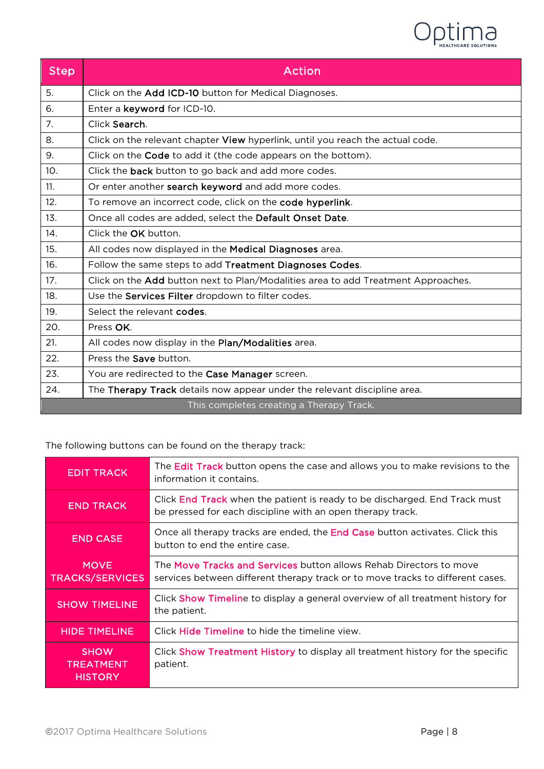| Step | Action |
|---|---|
| 5. | Click on the **Add ICD-10** button for Medical Diagnoses. |
| 6. | Enter a **keyword** for ICD-10. |
| 7. | Click **Search**. |
| 8. | Click on the relevant chapter **View** hyperlink, until you reach the actual code. |
| 9. | Click on the **Code** to add it (the code appears on the bottom). |
| 10. | Click the **back** button to go back and add more codes. |
| 11. | Or enter another **search keyword** and add more codes. |
| 12. | To remove an incorrect code, click on the **code hyperlink**. |
| 13. | Once all codes are added, select the **Default Onset Date**. |
| 14. | Click the **OK** button. |
| 15. | All codes now displayed in the **Medical Diagnoses** area. |
| 16. | Follow the same steps to add **Treatment Diagnoses Codes**. |
| 17. | Click on the **Add** button next to Plan/Modalities area to add Treatment Approaches. |
| 18. | Use the **Services Filter** dropdown to filter codes. |
| 19. | Select the relevant **codes**. |
| 20. | Press **OK**. |
| 21. | All codes now display in the **Plan/Modalities** area. |
| 22. | Press the **Save** button. |
| 23. | You are redirected to the **Case Manager** screen. |
| 24. | The **Therapy Track** details now appear under the relevant discipline area. |
| | This completes creating a Therapy Track. |

The following buttons can be found on the therapy track:

| | |
|---|---|
| EDIT TRACK | The Edit Track button opens the case and allows you to make revisions to the information it contains. |
| END TRACK | Click End Track when the patient is ready to be discharged. End Track must be pressed for each discipline with an open therapy track. |
| END CASE | Once all therapy tracks are ended, the End Case button activates. Click this button to end the entire case. |
| MOVE TRACKS/SERVICES | The Move Tracks and Services button allows Rehab Directors to move services between different therapy track or to move tracks to different cases. |
| SHOW TIMELINE | Click Show Timeline to display a general overview of all treatment history for the patient. |
| HIDE TIMELINE | Click Hide Timeline to hide the timeline view. |
| SHOW TREATMENT HISTORY | Click Show Treatment History to display all treatment history for the specific patient. |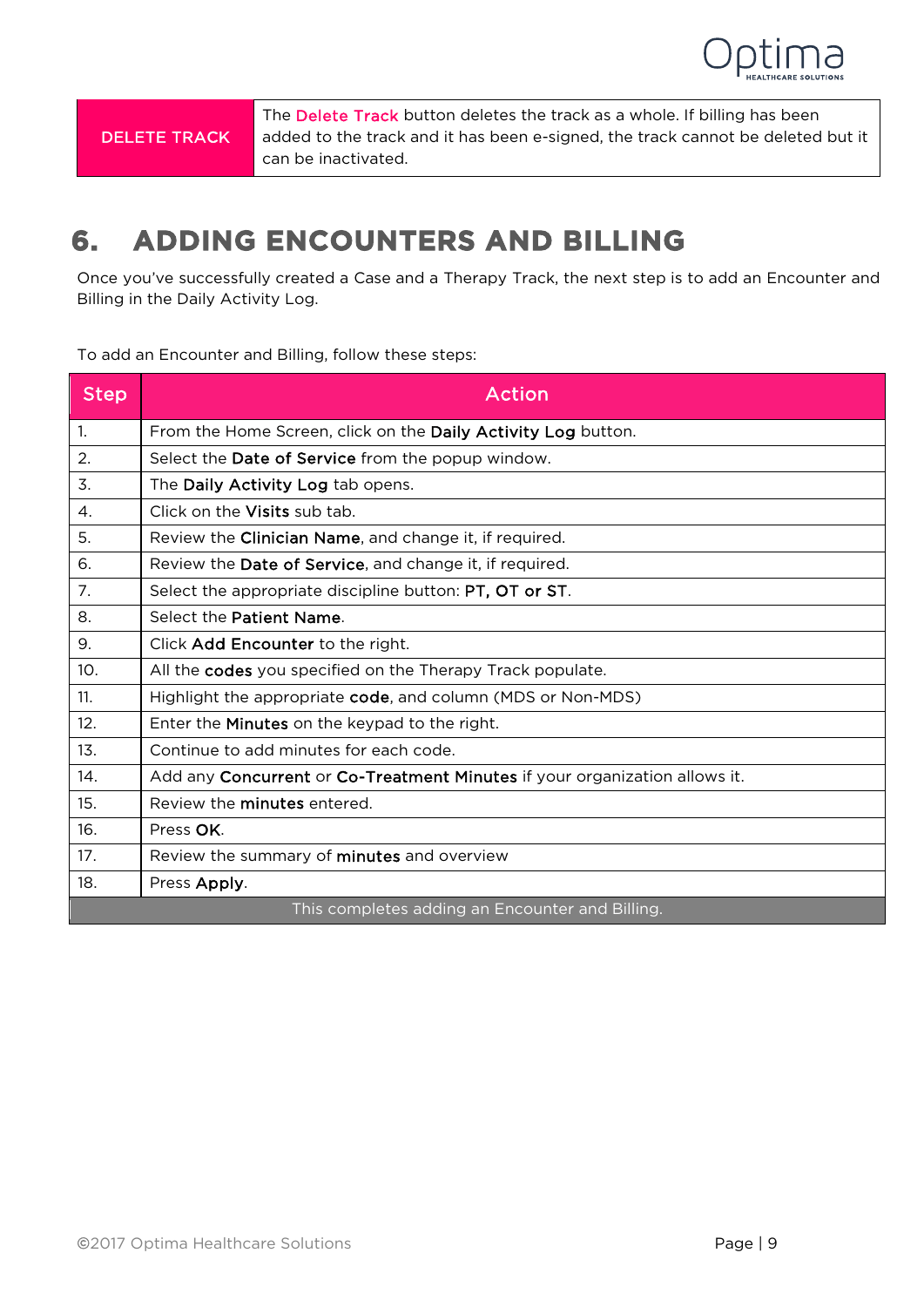| DELETE TRACK | The Delete Track button deletes the track as a whole. If billing has been added to the track and it has been e-signed, the track cannot be deleted but it can be inactivated. |
|---|---|

# 6. ADDING ENCOUNTERS AND BILLING

Once you've successfully created a Case and a Therapy Track, the next step is to add an Encounter and Billing in the Daily Activity Log.

To add an Encounter and Billing, follow these steps:

| Step | Action |
|---|---|
| 1. | From the Home Screen, click on the **Daily Activity Log** button. |
| 2. | Select the **Date of Service** from the popup window. |
| 3. | The **Daily Activity Log** tab opens. |
| 4. | Click on the **Visits** sub tab. |
| 5. | Review the **Clinician Name**, and change it, if required. |
| 6. | Review the **Date of Service**, and change it, if required. |
| 7. | Select the appropriate discipline button: **PT, OT or ST**. |
| 8. | Select the **Patient Name**. |
| 9. | Click **Add Encounter** to the right. |
| 10. | All the **codes** you specified on the Therapy Track populate. |
| 11. | Highlight the appropriate **code**, and column (MDS or Non-MDS) |
| 12. | Enter the **Minutes** on the keypad to the right. |
| 13. | Continue to add minutes for each code. |
| 14. | Add any **Concurrent** or **Co-Treatment Minutes** if your organization allows it. |
| 15. | Review the **minutes** entered. |
| 16. | Press **OK**. |
| 17. | Review the summary of **minutes** and overview |
| 18. | Press **Apply**. |
| This completes adding an Encounter and Billing. | |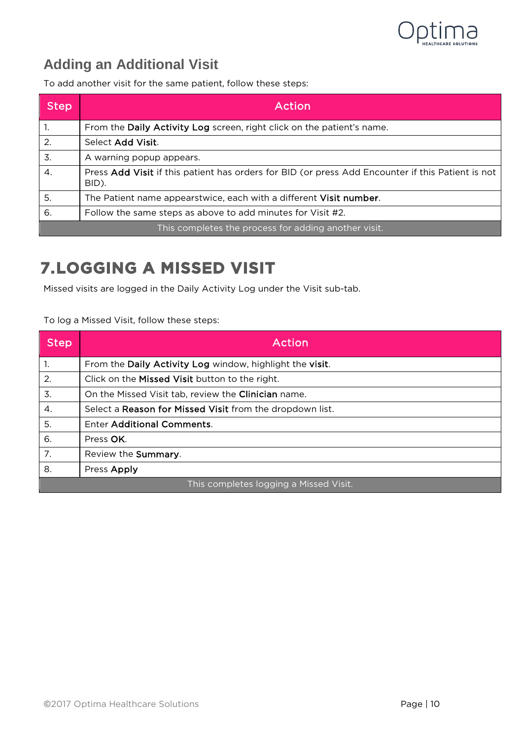## Adding an Additional Visit

To add another visit for the same patient, follow these steps:

| Step | Action |
|---|---|
| 1. | From the **Daily Activity Log** screen, right click on the patient's name. |
| 2. | Select **Add Visit**. |
| 3. | A warning popup appears. |
| 4. | Press **Add Visit** if this patient has orders for BID (or press Add Encounter if this Patient is not BID). |
| 5. | The Patient name appearstwice, each with a different **Visit number**. |
| 6. | Follow the same steps as above to add minutes for Visit #2. |
| | This completes the process for adding another visit. |

# 7.LOGGING A MISSED VISIT

Missed visits are logged in the Daily Activity Log under the Visit sub-tab.

To log a Missed Visit, follow these steps:

| Step | Action |
|---|---|
| 1. | From the **Daily Activity Log** window, highlight the **visit**. |
| 2. | Click on the **Missed Visit** button to the right. |
| 3. | On the Missed Visit tab, review the **Clinician** name. |
| 4. | Select a **Reason for Missed Visit** from the dropdown list. |
| 5. | Enter **Additional Comments**. |
| 6. | Press **OK**. |
| 7. | Review the **Summary**. |
| 8. | Press **Apply** |
| | This completes logging a Missed Visit. |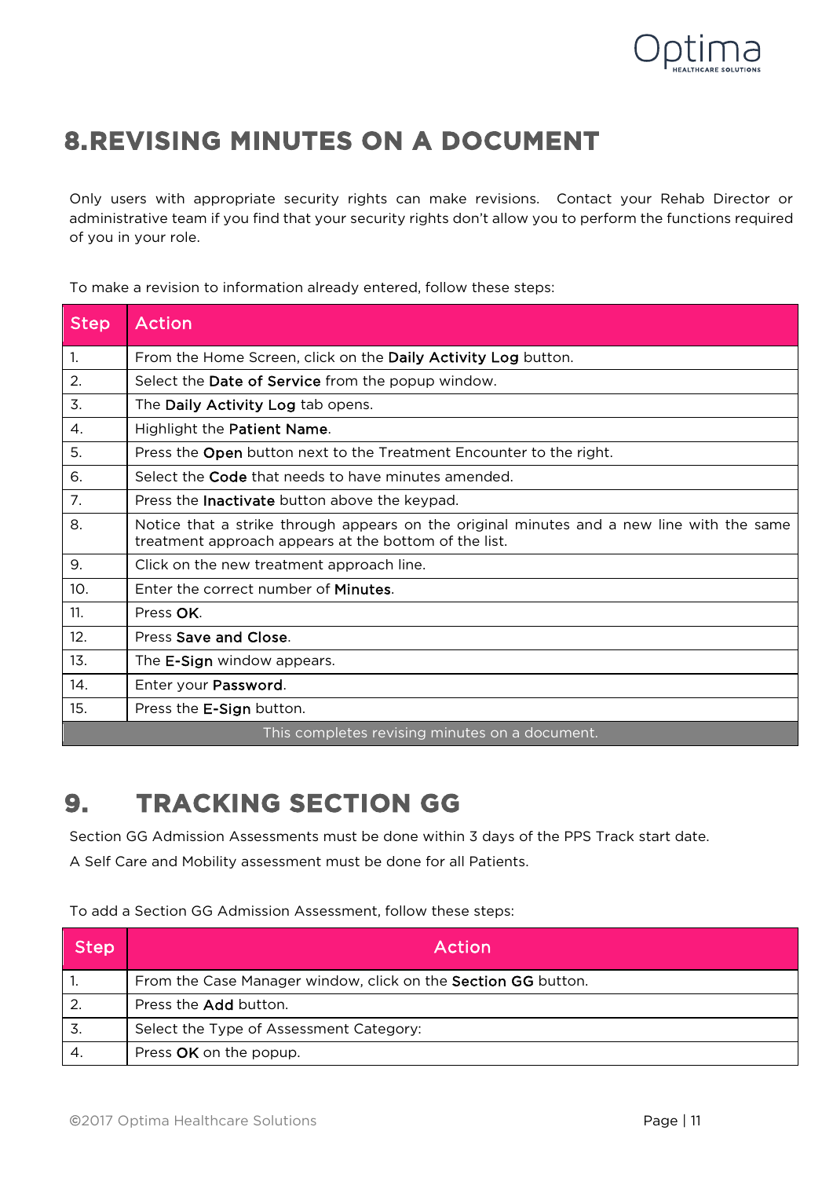# 8. REVISING MINUTES ON A DOCUMENT

Only users with appropriate security rights can make revisions. Contact your Rehab Director or administrative team if you find that your security rights don't allow you to perform the functions required of you in your role.

To make a revision to information already entered, follow these steps:

| Step | Action |
|---|---|
| 1. | From the Home Screen, click on the **Daily Activity Log** button. |
| 2. | Select the **Date of Service** from the popup window. |
| 3. | The **Daily Activity Log** tab opens. |
| 4. | Highlight the **Patient Name**. |
| 5. | Press the **Open** button next to the Treatment Encounter to the right. |
| 6. | Select the **Code** that needs to have minutes amended. |
| 7. | Press the **Inactivate** button above the keypad. |
| 8. | Notice that a strike through appears on the original minutes and a new line with the same treatment approach appears at the bottom of the list. |
| 9. | Click on the new treatment approach line. |
| 10. | Enter the correct number of **Minutes**. |
| 11. | Press **OK**. |
| 12. | Press **Save and Close**. |
| 13. | The **E-Sign** window appears. |
| 14. | Enter your **Password**. |
| 15. | Press the **E-Sign** button. |
| This completes revising minutes on a document. | |

# 9. TRACKING SECTION GG

Section GG Admission Assessments must be done within 3 days of the PPS Track start date.

A Self Care and Mobility assessment must be done for all Patients.

To add a Section GG Admission Assessment, follow these steps:

| Step | Action |
|---|---|
| 1. | From the Case Manager window, click on the **Section GG** button. |
| 2. | Press the **Add** button. |
| 3. | Select the Type of Assessment Category: |
| 4. | Press **OK** on the popup. |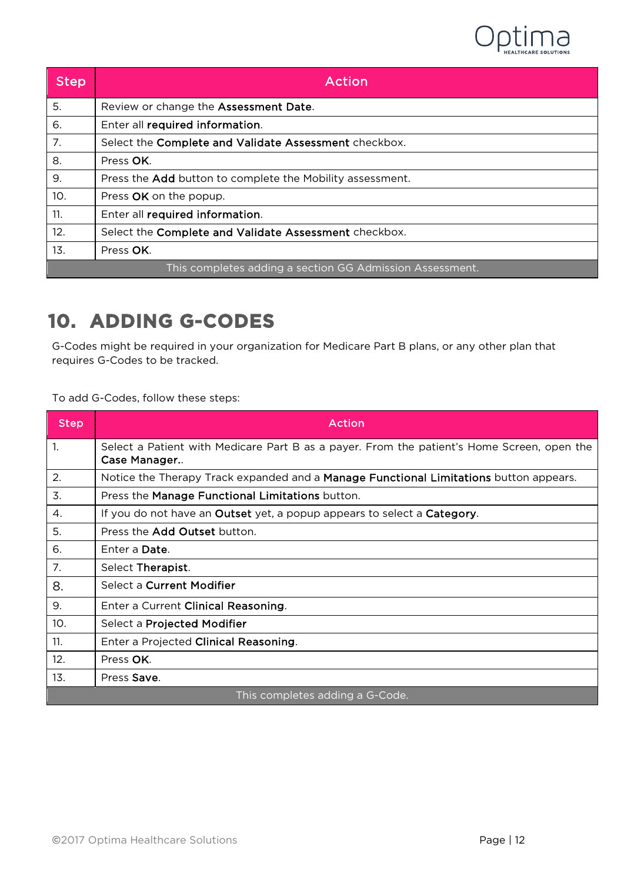| Step | Action |
|---|---|
| 5. | Review or change the **Assessment Date**. |
| 6. | Enter all **required information**. |
| 7. | Select the **Complete and Validate Assessment** checkbox. |
| 8. | Press **OK**. |
| 9. | Press the **Add** button to complete the Mobility assessment. |
| 10. | Press **OK** on the popup. |
| 11. | Enter all **required information**. |
| 12. | Select the **Complete and Validate Assessment** checkbox. |
| 13. | Press **OK**. |
| | This completes adding a section GG Admission Assessment. |

# 10. ADDING G-CODES

G-Codes might be required in your organization for Medicare Part B plans, or any other plan that requires G-Codes to be tracked.

To add G-Codes, follow these steps:

| Step | Action |
|---|---|
| 1. | Select a Patient with Medicare Part B as a payer. From the patient's Home Screen, open the **Case Manager.**. |
| 2. | Notice the Therapy Track expanded and a **Manage Functional Limitations** button appears. |
| 3. | Press the **Manage Functional Limitations** button. |
| 4. | If you do not have an **Outset** yet, a popup appears to select a **Category**. |
| 5. | Press the **Add Outset** button. |
| 6. | Enter a **Date**. |
| 7. | Select **Therapist**. |
| 8. | Select a **Current Modifier** |
| 9. | Enter a Current **Clinical Reasoning**. |
| 10. | Select a **Projected Modifier** |
| 11. | Enter a Projected **Clinical Reasoning**. |
| 12. | Press **OK**. |
| 13. | Press **Save**. |
| | This completes adding a G-Code. |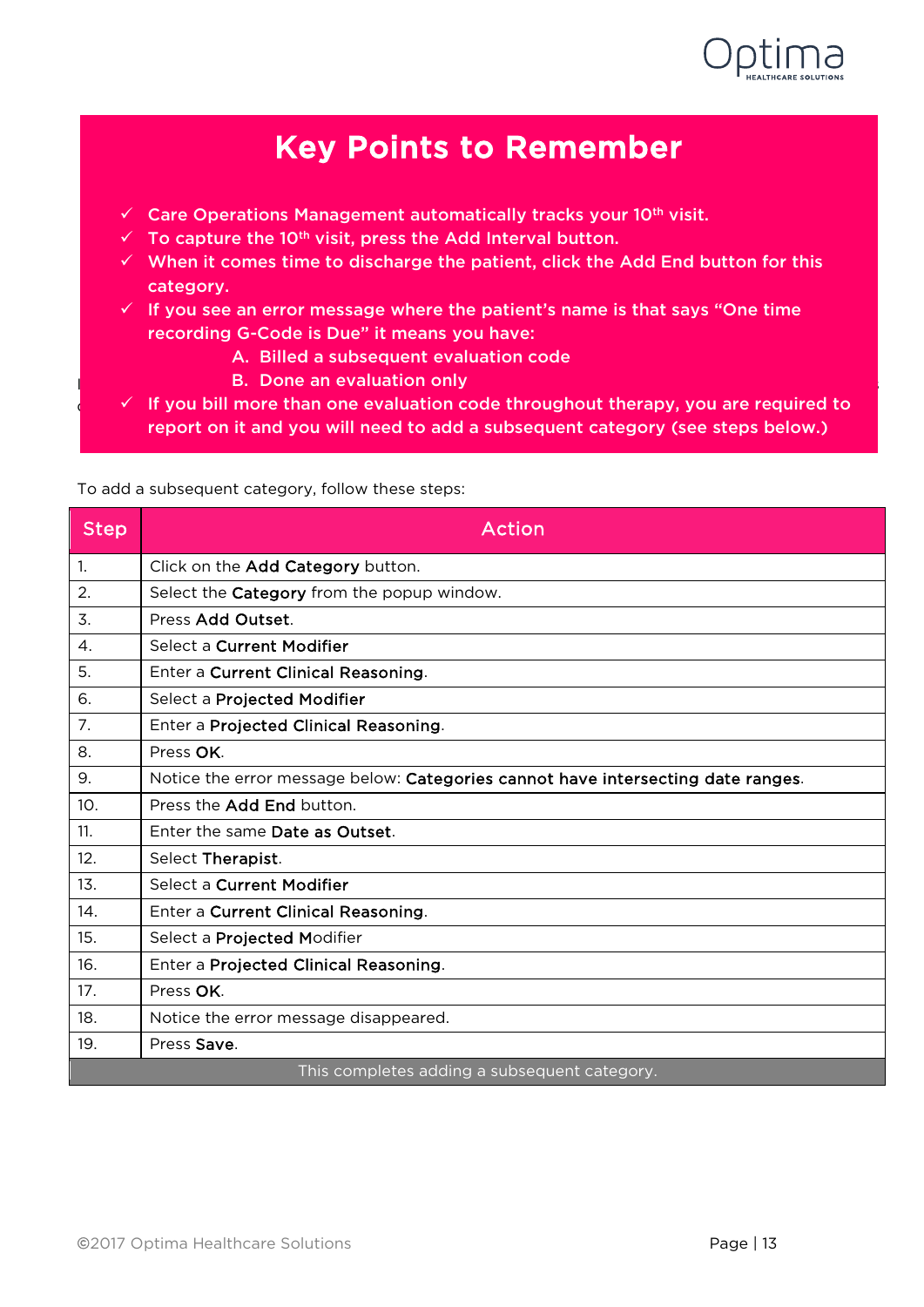## Key Points to Remember

- ✓ Care Operations Management automatically tracks your 10th visit.
- ✓ To capture the 10th visit, press the Add Interval button.
- ✓ When it comes time to discharge the patient, click the Add End button for this category.
- ✓ If you see an error message where the patient's name is that says "One time recording G-Code is Due" it means you have:
  - A. Billed a subsequent evaluation code
  - B. Done an evaluation only
- ✓ If you bill more than one evaluation code throughout therapy, you are required to report on it and you will need to add a subsequent category (see steps below.)

To add a subsequent category, follow these steps:

| Step | Action |
|---|---|
| 1. | Click on the **Add Category** button. |
| 2. | Select the **Category** from the popup window. |
| 3. | Press **Add Outset**. |
| 4. | Select a **Current Modifier** |
| 5. | Enter a **Current Clinical Reasoning**. |
| 6. | Select a **Projected Modifier** |
| 7. | Enter a **Projected Clinical Reasoning**. |
| 8. | Press **OK**. |
| 9. | Notice the error message below: **Categories cannot have intersecting date ranges**. |
| 10. | Press the **Add End** button. |
| 11. | Enter the same **Date as Outset**. |
| 12. | Select **Therapist**. |
| 13. | Select a **Current Modifier** |
| 14. | Enter a **Current Clinical Reasoning**. |
| 15. | Select a **Projected M**odifier |
| 16. | Enter a **Projected Clinical Reasoning**. |
| 17. | Press **OK**. |
| 18. | Notice the error message disappeared. |
| 19. | Press **Save**. |
| | This completes adding a subsequent category. |

©2017 Optima Healthcare Solutions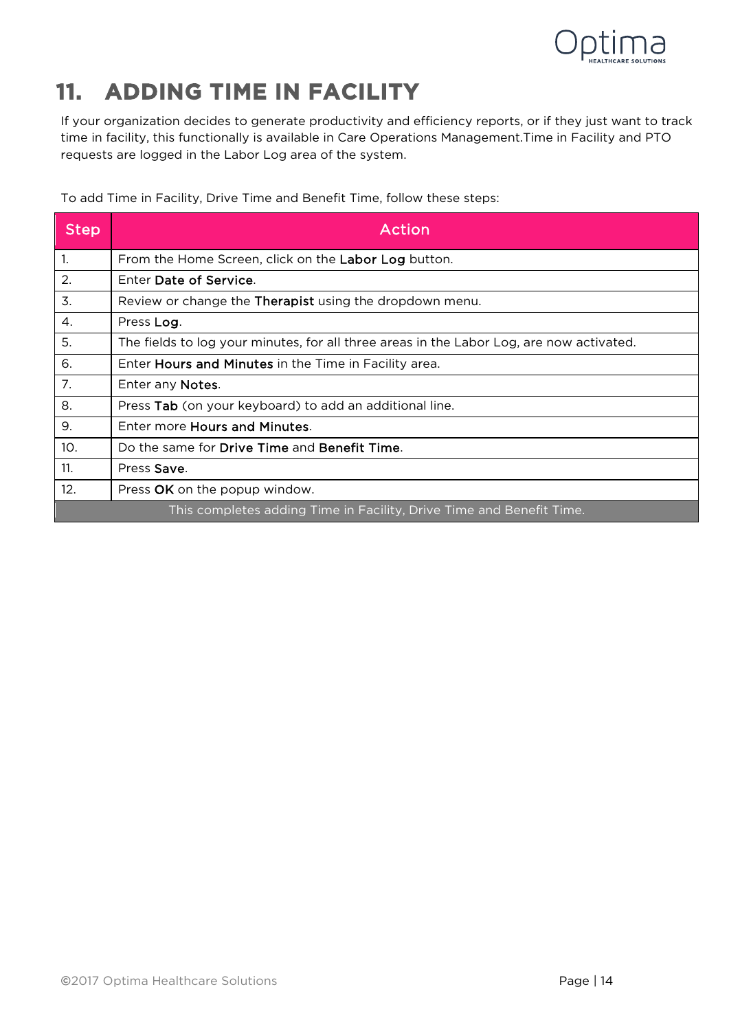# 11. ADDING TIME IN FACILITY

If your organization decides to generate productivity and efficiency reports, or if they just want to track time in facility, this functionally is available in Care Operations Management.Time in Facility and PTO requests are logged in the Labor Log area of the system.

To add Time in Facility, Drive Time and Benefit Time, follow these steps:

| Step | Action |
|---|---|
| 1. | From the Home Screen, click on the **Labor Log** button. |
| 2. | Enter **Date of Service**. |
| 3. | Review or change the **Therapist** using the dropdown menu. |
| 4. | Press **Log**. |
| 5. | The fields to log your minutes, for all three areas in the Labor Log, are now activated. |
| 6. | Enter **Hours and Minutes** in the Time in Facility area. |
| 7. | Enter any **Notes**. |
| 8. | Press **Tab** (on your keyboard) to add an additional line. |
| 9. | Enter more **Hours and Minutes**. |
| 10. | Do the same for **Drive Time** and **Benefit Time**. |
| 11. | Press **Save**. |
| 12. | Press **OK** on the popup window. |
| This completes adding Time in Facility, Drive Time and Benefit Time. | |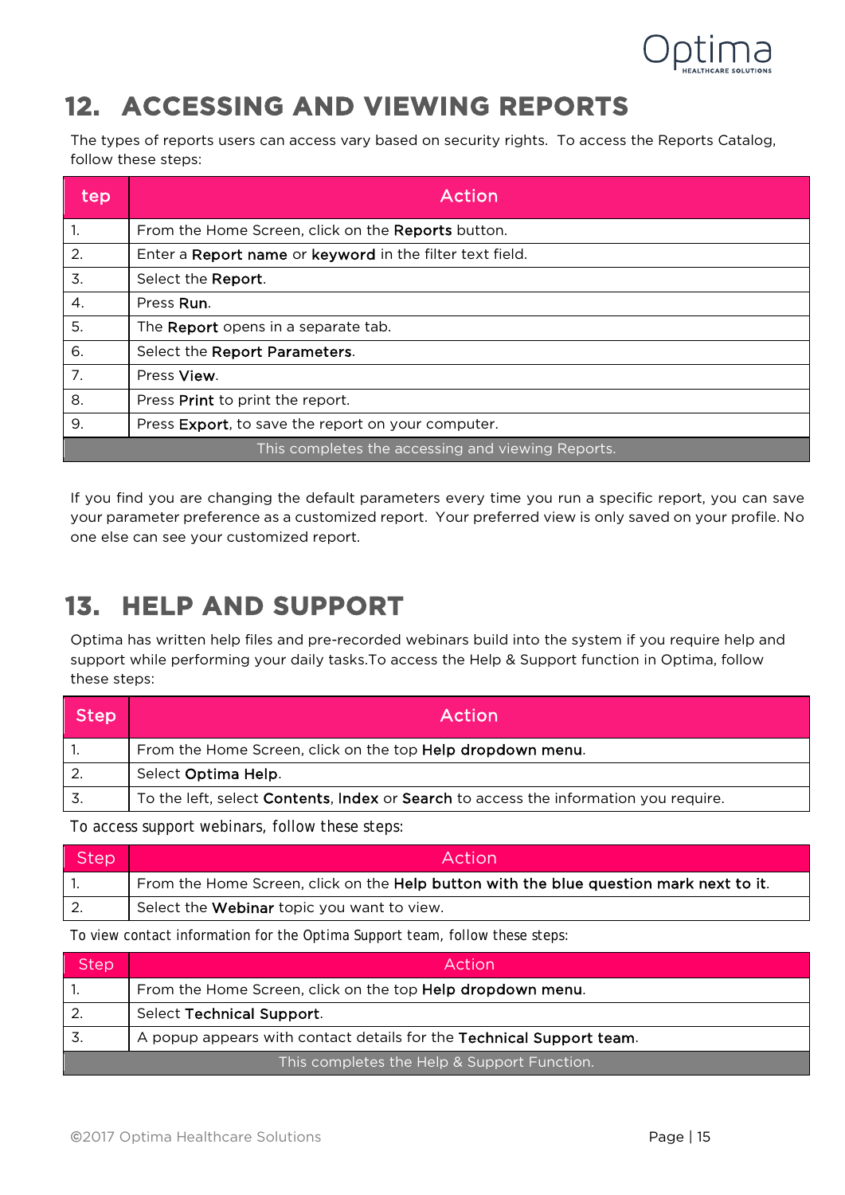# 12. ACCESSING AND VIEWING REPORTS

The types of reports users can access vary based on security rights. To access the Reports Catalog, follow these steps:

| tep | Action |
|---|---|
| 1. | From the Home Screen, click on the **Reports** button. |
| 2. | Enter a **Report name** or **keyword** in the filter text field. |
| 3. | Select the **Report**. |
| 4. | Press **Run**. |
| 5. | The **Report** opens in a separate tab. |
| 6. | Select the **Report Parameters**. |
| 7. | Press **View**. |
| 8. | Press **Print** to print the report. |
| 9. | Press **Export**, to save the report on your computer. |
| This completes the accessing and viewing Reports. | |

If you find you are changing the default parameters every time you run a specific report, you can save your parameter preference as a customized report. Your preferred view is only saved on your profile. No one else can see your customized report.

# 13. HELP AND SUPPORT

Optima has written help files and pre-recorded webinars build into the system if you require help and support while performing your daily tasks.To access the Help & Support function in Optima, follow these steps:

| Step | Action |
|---|---|
| 1. | From the Home Screen, click on the top **Help dropdown menu**. |
| 2. | Select **Optima Help**. |
| 3. | To the left, select **Contents**, **Index** or **Search** to access the information you require. |

To access support webinars, follow these steps:

| Step | Action |
|---|---|
| 1. | From the Home Screen, click on the **Help button with the blue question mark next to it**. |
| 2. | Select the **Webinar** topic you want to view. |

To view contact information for the Optima Support team, follow these steps:

| Step | Action |
|---|---|
| 1. | From the Home Screen, click on the top **Help dropdown menu**. |
| 2. | Select **Technical Support**. |
| 3. | A popup appears with contact details for the **Technical Support team**. |
| This completes the Help & Support Function. | |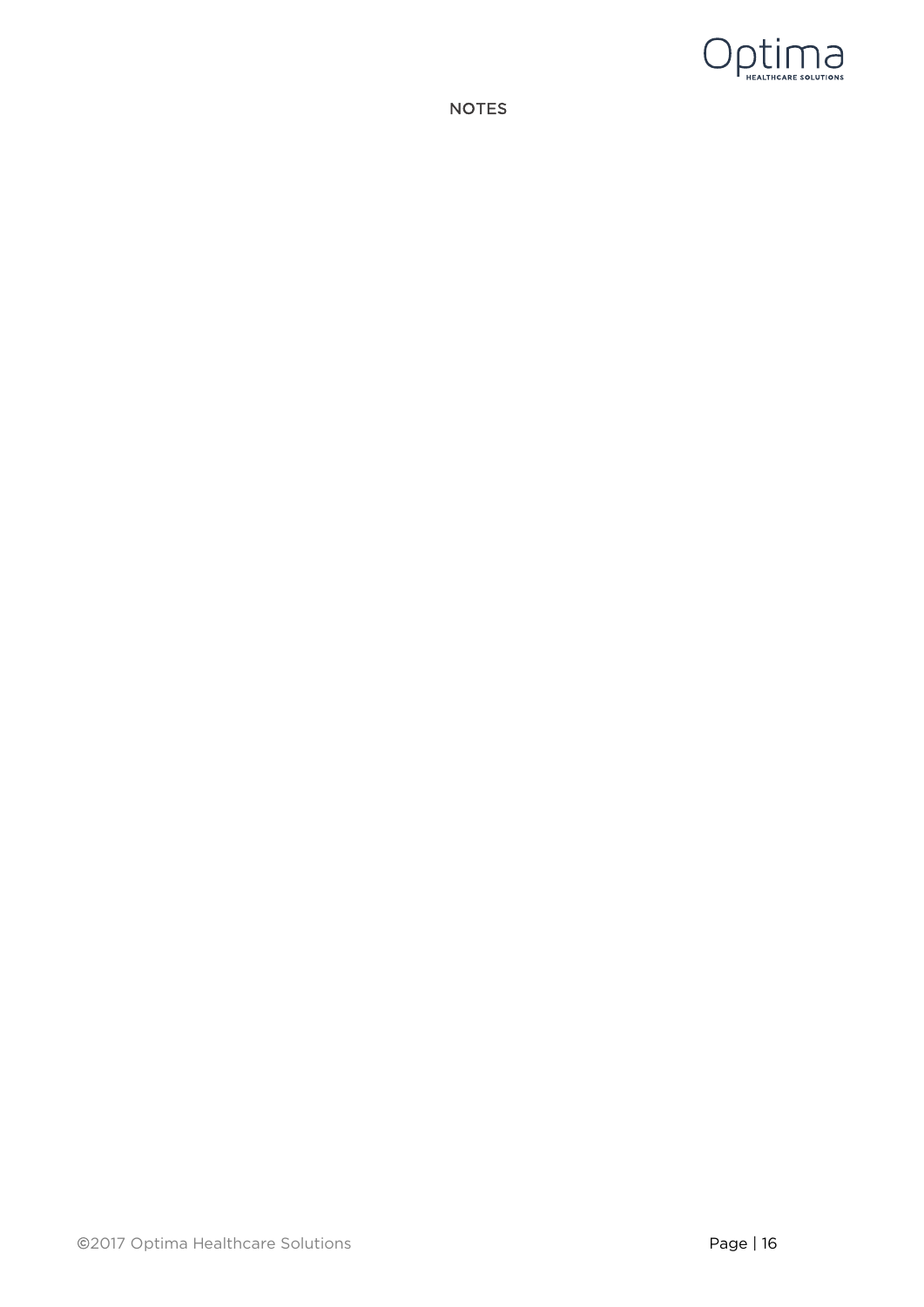NOTES